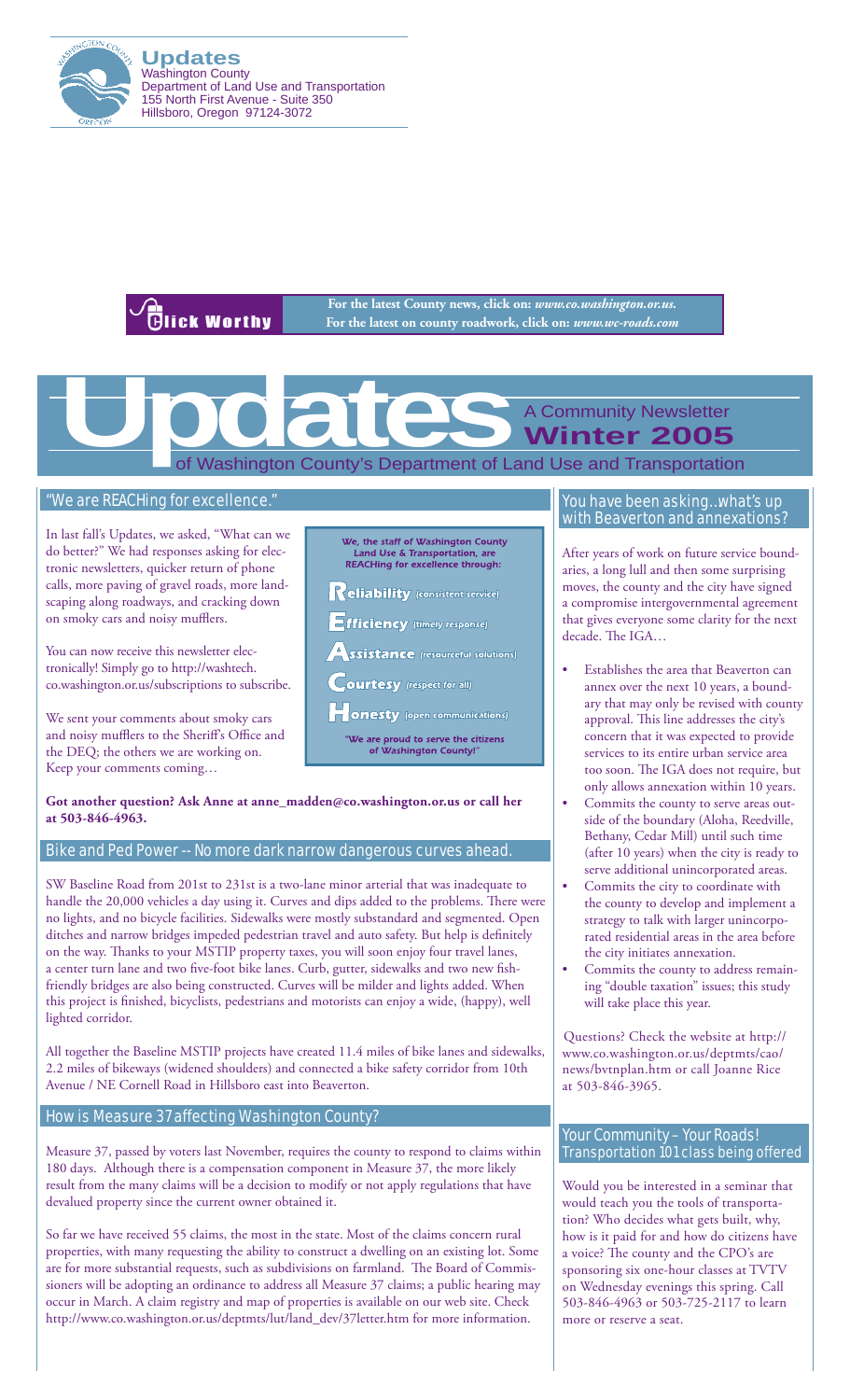**Updates**
Washington County
Department of Land Use and Transportation
155 North First Avenue - Suite 350
Hillsboro, Oregon 97124-3072

**Click Worthy**

**For the latest County news, click on:** ***www.co.washington.or.us.***
**For the latest on county roadwork, click on:** ***www.wc-roads.com***

# Updates

A Community Newsletter
**Winter 2005**
of Washington County's Department of Land Use and Transportation

## "We are REACHing for excellence."

In last fall's Updates, we asked, "What can we do better?" We had responses asking for electronic newsletters, quicker return of phone calls, more paving of gravel roads, more landscaping along roadways, and cracking down on smoky cars and noisy mufflers.

You can now receive this newsletter electronically! Simply go to http://washtech.co.washington.or.us/subscriptions to subscribe.

We sent your comments about smoky cars and noisy mufflers to the Sheriff's Office and the DEQ; the others we are working on. Keep your comments coming…

**We, the staff of Washington County Land Use & Transportation, are REACHing for excellence through:**

**Reliability** (consistent service)

**Efficiency** (timely response)

**Assistance** (resourceful solutions)

**Courtesy** (respect for all)

**Honesty** (open communications)

**"We are proud to serve the citizens of Washington County!"**

**Got another question? Ask Anne at anne_madden@co.washington.or.us or call her at 503-846-4963.**

## Bike and Ped Power -- No more dark narrow dangerous curves ahead.

SW Baseline Road from 201st to 231st is a two-lane minor arterial that was inadequate to handle the 20,000 vehicles a day using it. Curves and dips added to the problems. There were no lights, and no bicycle facilities. Sidewalks were mostly substandard and segmented. Open ditches and narrow bridges impeded pedestrian travel and auto safety. But help is definitely on the way. Thanks to your MSTIP property taxes, you will soon enjoy four travel lanes, a center turn lane and two five-foot bike lanes. Curb, gutter, sidewalks and two new fish-friendly bridges are also being constructed. Curves will be milder and lights added. When this project is finished, bicyclists, pedestrians and motorists can enjoy a wide, (happy), well lighted corridor.

All together the Baseline MSTIP projects have created 11.4 miles of bike lanes and sidewalks, 2.2 miles of bikeways (widened shoulders) and connected a bike safety corridor from 10th Avenue / NE Cornell Road in Hillsboro east into Beaverton.

## How is Measure 37 affecting Washington County?

Measure 37, passed by voters last November, requires the county to respond to claims within 180 days. Although there is a compensation component in Measure 37, the more likely result from the many claims will be a decision to modify or not apply regulations that have devalued property since the current owner obtained it.

So far we have received 55 claims, the most in the state. Most of the claims concern rural properties, with many requesting the ability to construct a dwelling on an existing lot. Some are for more substantial requests, such as subdivisions on farmland. The Board of Commissioners will be adopting an ordinance to address all Measure 37 claims; a public hearing may occur in March. A claim registry and map of properties is available on our web site. Check http://www.co.washington.or.us/deptmts/lut/land_dev/37letter.htm for more information.

## You have been asking..what's up with Beaverton and annexations?

After years of work on future service boundaries, a long lull and then some surprising moves, the county and the city have signed a compromise intergovernmental agreement that gives everyone some clarity for the next decade. The IGA…

- Establishes the area that Beaverton can annex over the next 10 years, a boundary that may only be revised with county approval. This line addresses the city's concern that it was expected to provide services to its entire urban service area too soon. The IGA does not require, but only allows annexation within 10 years.
- Commits the county to serve areas outside of the boundary (Aloha, Reedville, Bethany, Cedar Mill) until such time (after 10 years) when the city is ready to serve additional unincorporated areas.
- Commits the city to coordinate with the county to develop and implement a strategy to talk with larger unincorporated residential areas in the area before the city initiates annexation.
- Commits the county to address remaining "double taxation" issues; this study will take place this year.

Questions? Check the website at http://www.co.washington.or.us/deptmts/cao/news/bvtnplan.htm or call Joanne Rice at 503-846-3965.

## Your Community – Your Roads! Transportation 101 class being offered

Would you be interested in a seminar that would teach you the tools of transportation? Who decides what gets built, why, how is it paid for and how do citizens have a voice? The county and the CPO's are sponsoring six one-hour classes at TVTV on Wednesday evenings this spring. Call 503-846-4963 or 503-725-2117 to learn more or reserve a seat.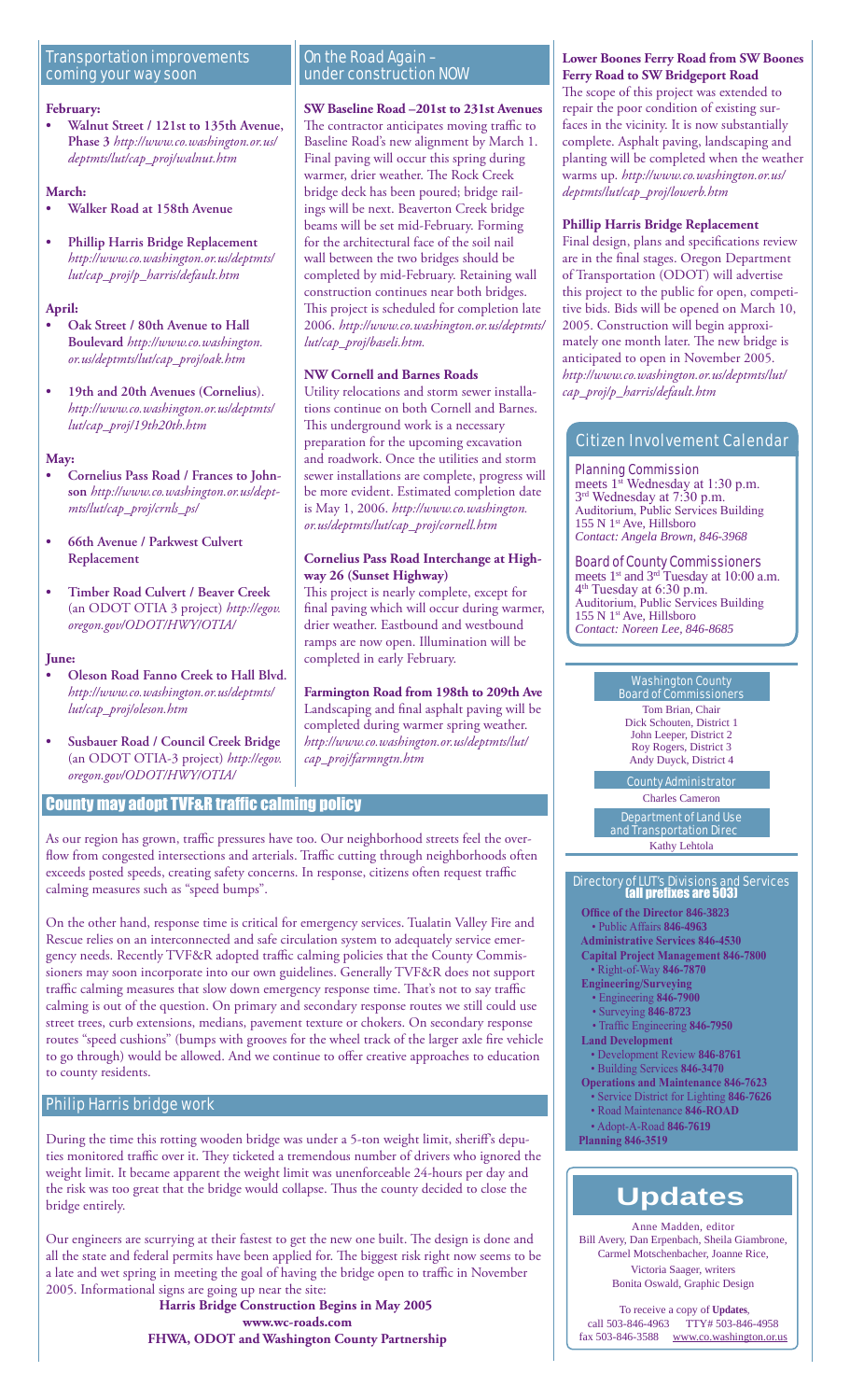## Transportation improvements coming your way soon

**February:**

- **Walnut Street / 121st to 135th Avenue, Phase 3** *http://www.co.washington.or.us/deptmts/lut/cap_proj/walnut.htm*

**March:**

- **Walker Road at 158th Avenue**
- **Phillip Harris Bridge Replacement** *http://www.co.washington.or.us/deptmts/lut/cap_proj/p_harris/default.htm*

**April:**

- **Oak Street / 80th Avenue to Hall Boulevard** *http://www.co.washington.or.us/deptmts/lut/cap_proj/oak.htm*
- **19th and 20th Avenues (Cornelius**). *http://www.co.washington.or.us/deptmts/lut/cap_proj/19th20th.htm*

**May:**

- **Cornelius Pass Road / Frances to Johnson** *http://www.co.washington.or.us/deptmts/lut/cap_proj/crnls_ps/*
- **66th Avenue / Parkwest Culvert Replacement**
- **Timber Road Culvert / Beaver Creek** (an ODOT OTIA 3 project) *http://egov.oregon.gov/ODOT/HWY/OTIA/*

**June:**

- **Oleson Road Fanno Creek to Hall Blvd.** *http://www.co.washington.or.us/deptmts/lut/cap_proj/oleson.htm*
- **Susbauer Road / Council Creek Bridge** (an ODOT OTIA-3 project) *http://egov.oregon.gov/ODOT/HWY/OTIA/*

## On the Road Again – under construction NOW

**SW Baseline Road –201st to 231st Avenues**

The contractor anticipates moving traffic to Baseline Road's new alignment by March 1. Final paving will occur this spring during warmer, drier weather. The Rock Creek bridge deck has been poured; bridge railings will be next. Beaverton Creek bridge beams will be set mid-February. Forming for the architectural face of the soil nail wall between the two bridges should be completed by mid-February. Retaining wall construction continues near both bridges. This project is scheduled for completion late 2006. *http://www.co.washington.or.us/deptmts/lut/cap_proj/baseli.htm.*

**NW Cornell and Barnes Roads**

Utility relocations and storm sewer installations continue on both Cornell and Barnes. This underground work is a necessary preparation for the upcoming excavation and roadwork. Once the utilities and storm sewer installations are complete, progress will be more evident. Estimated completion date is May 1, 2006. *http://www.co.washington.or.us/deptmts/lut/cap_proj/cornell.htm*

**Cornelius Pass Road Interchange at Highway 26 (Sunset Highway)**

This project is nearly complete, except for final paving which will occur during warmer, drier weather. Eastbound and westbound ramps are now open. Illumination will be completed in early February.

**Farmington Road from 198th to 209th Ave**

Landscaping and final asphalt paving will be completed during warmer spring weather. *http://www.co.washington.or.us/deptmts/lut/cap_proj/farmngtn.htm*

**Lower Boones Ferry Road from SW Boones Ferry Road to SW Bridgeport Road**

The scope of this project was extended to repair the poor condition of existing surfaces in the vicinity. It is now substantially complete. Asphalt paving, landscaping and planting will be completed when the weather warms up. *http://www.co.washington.or.us/deptmts/lut/cap_proj/lowerb.htm*

**Phillip Harris Bridge Replacement**

Final design, plans and specifications review are in the final stages. Oregon Department of Transportation (ODOT) will advertise this project to the public for open, competitive bids. Bids will be opened on March 10, 2005. Construction will begin approximately one month later. The new bridge is anticipated to open in November 2005. *http://www.co.washington.or.us/deptmts/lut/cap_proj/p_harris/default.htm*

## County may adopt TVF&R traffic calming policy

As our region has grown, traffic pressures have too. Our neighborhood streets feel the overflow from congested intersections and arterials. Traffic cutting through neighborhoods often exceeds posted speeds, creating safety concerns. In response, citizens often request traffic calming measures such as "speed bumps".

On the other hand, response time is critical for emergency services. Tualatin Valley Fire and Rescue relies on an interconnected and safe circulation system to adequately service emergency needs. Recently TVF&R adopted traffic calming policies that the County Commissioners may soon incorporate into our own guidelines. Generally TVF&R does not support traffic calming measures that slow down emergency response time. That's not to say traffic calming is out of the question. On primary and secondary response routes we still could use street trees, curb extensions, medians, pavement texture or chokers. On secondary response routes "speed cushions" (bumps with grooves for the wheel track of the larger axle fire vehicle to go through) would be allowed. And we continue to offer creative approaches to education to county residents.

## Philip Harris bridge work

During the time this rotting wooden bridge was under a 5-ton weight limit, sheriff's deputies monitored traffic over it. They ticketed a tremendous number of drivers who ignored the weight limit. It became apparent the weight limit was unenforceable 24-hours per day and the risk was too great that the bridge would collapse. Thus the county decided to close the bridge entirely.

Our engineers are scurrying at their fastest to get the new one built. The design is done and all the state and federal permits have been applied for. The biggest risk right now seems to be a late and wet spring in meeting the goal of having the bridge open to traffic in November 2005. Informational signs are going up near the site:

**Harris Bridge Construction Begins in May 2005**
**www.wc-roads.com**
**FHWA, ODOT and Washington County Partnership**

## Citizen Involvement Calendar

**Planning Commission**
meets 1st Wednesday at 1:30 p.m.
3rd Wednesday at 7:30 p.m.
Auditorium, Public Services Building
155 N 1st Ave, Hillsboro
*Contact: Angela Brown, 846-3968*

**Board of County Commissioners**
meets 1st and 3rd Tuesday at 10:00 a.m.
4th Tuesday at 6:30 p.m.
Auditorium, Public Services Building
155 N 1st Ave, Hillsboro
*Contact: Noreen Lee, 846-8685*

**Washington County Board of Commissioners**
Tom Brian, Chair
Dick Schouten, District 1
John Leeper, District 2
Roy Rogers, District 3
Andy Duyck, District 4

**County Administrator**
Charles Cameron

**Department of Land Use and Transportation Direc**
Kathy Lehtola

**Directory of LUT's Divisions and Services (all prefixes are 503)**

- **Office of the Director 846-3823**
  - Public Affairs **846-4963**
- **Administrative Services 846-4530**
- **Capital Project Management 846-7800**
  - Right-of-Way **846-7870**
- **Engineering/Surveying**
  - Engineering **846-7900**
  - Surveying **846-8723**
  - Traffic Engineering **846-7950**
- **Land Development**
  - Development Review **846-8761**
  - Building Services **846-3470**
- **Operations and Maintenance 846-7623**
  - Service District for Lighting **846-7626**
  - Road Maintenance **846-ROAD**
  - Adopt-A-Road **846-7619**
- **Planning 846-3519**

# Updates

Anne Madden, editor
Bill Avery, Dan Erpenbach, Sheila Giambrone, Carmel Motschenbacher, Joanne Rice, Victoria Saager, writers
Bonita Oswald, Graphic Design

To receive a copy of **Updates**,
call 503-846-4963 TTY# 503-846-4958
fax 503-846-3588 www.co.washington.or.us